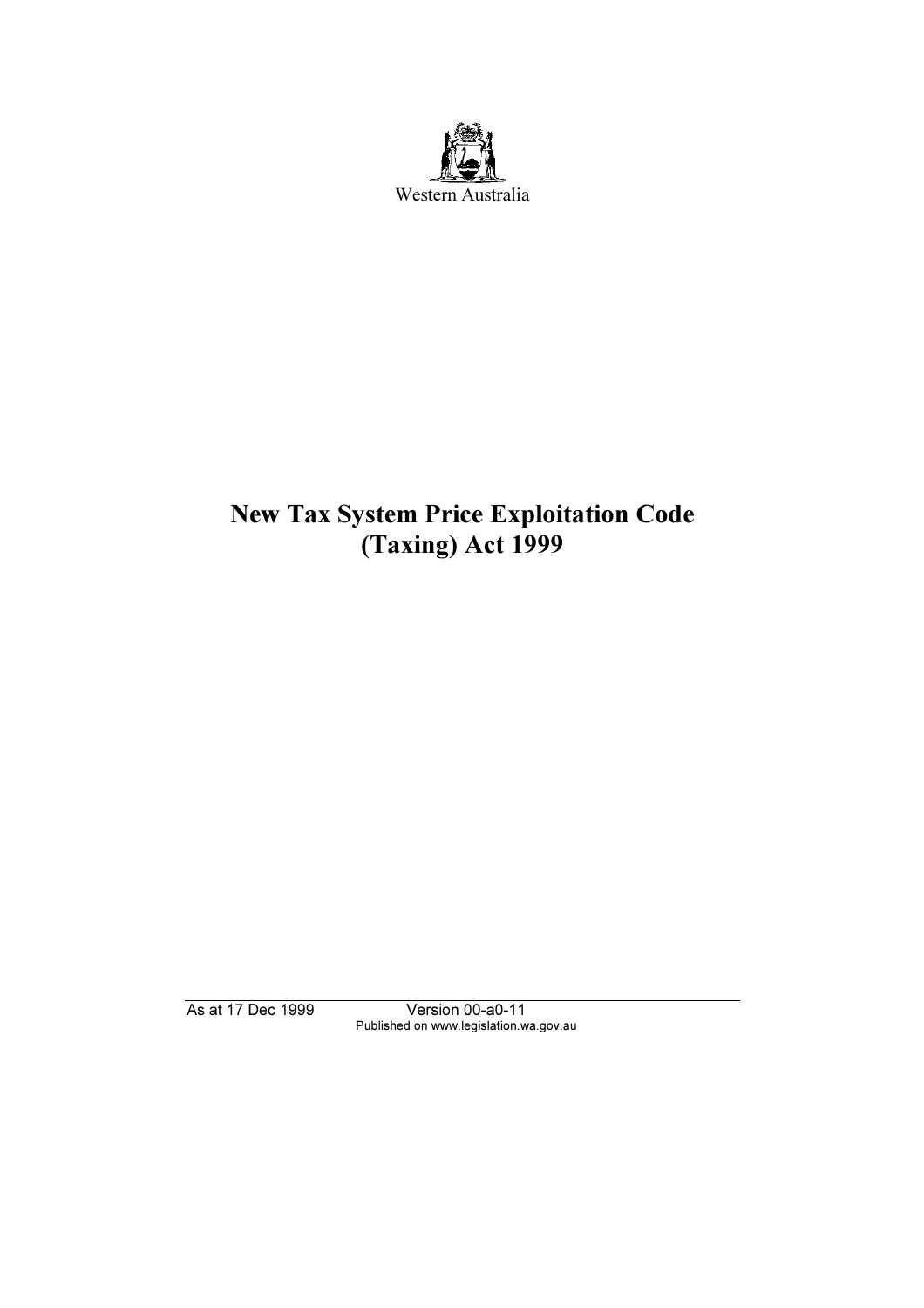Western Australia

# New Tax System Price Exploitation Code (Taxing) Act 1999

As at 17 Dec 1999 Version 00-a0-11
Published on www.legislation.wa.gov.au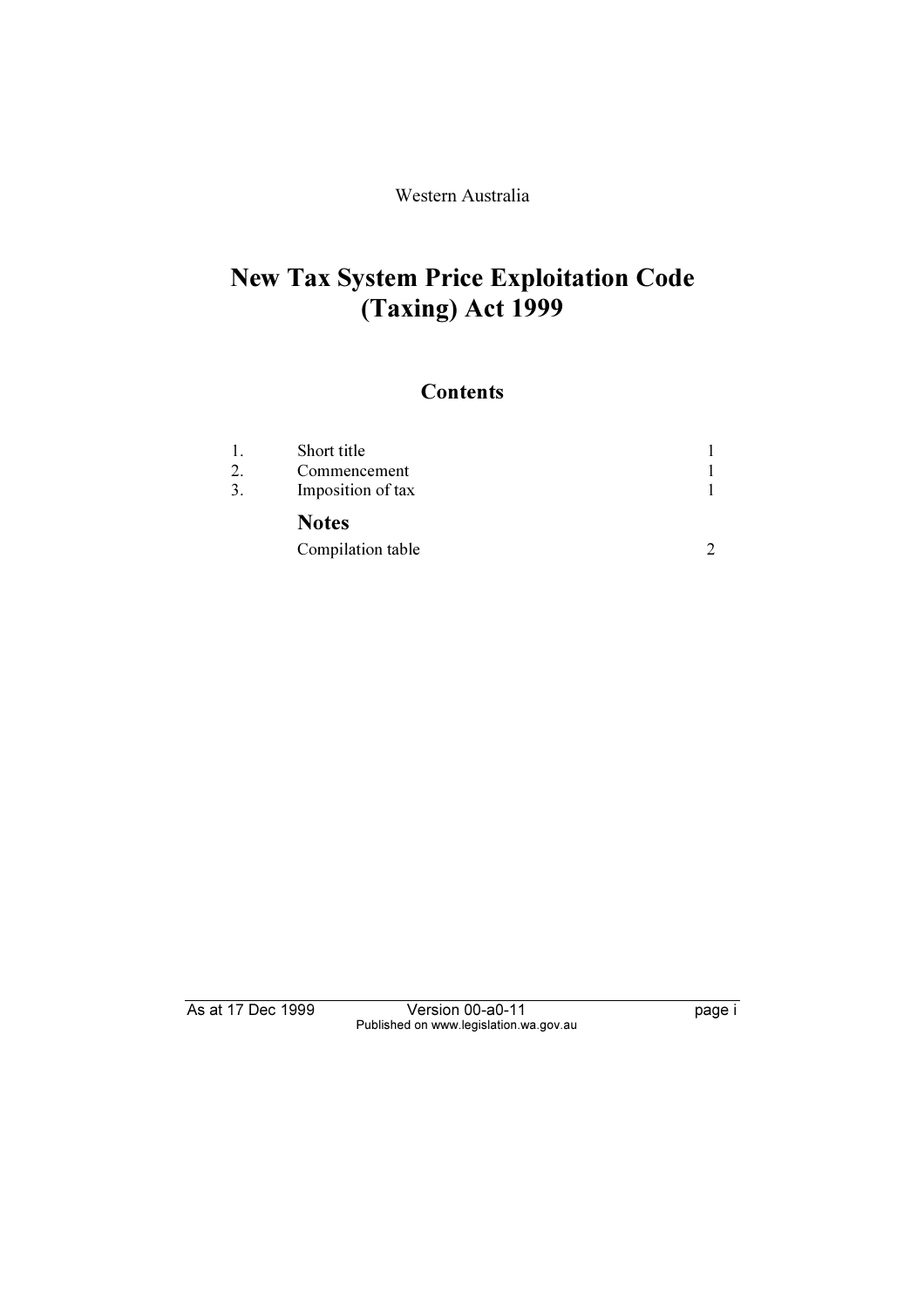Western Australia

# New Tax System Price Exploitation Code (Taxing) Act 1999

## Contents

| | | |
|---|---|---|
| 1. | Short title | 1 |
| 2. | Commencement | 1 |
| 3. | Imposition of tax | 1 |
| | **Notes** | |
| | Compilation table | 2 |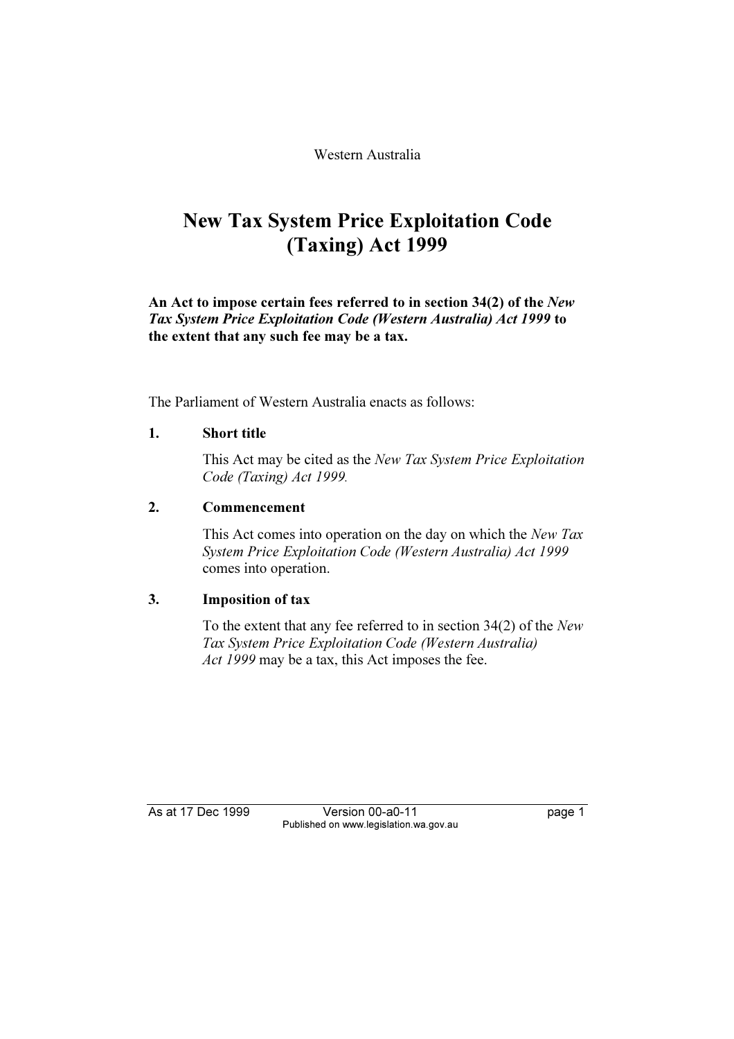Western Australia

# New Tax System Price Exploitation Code (Taxing) Act 1999

**An Act to impose certain fees referred to in section 34(2) of the *New Tax System Price Exploitation Code (Western Australia) Act 1999* to the extent that any such fee may be a tax.**

The Parliament of Western Australia enacts as follows:

### 1. Short title

This Act may be cited as the *New Tax System Price Exploitation Code (Taxing) Act 1999.*

### 2. Commencement

This Act comes into operation on the day on which the *New Tax System Price Exploitation Code (Western Australia) Act 1999* comes into operation.

### 3. Imposition of tax

To the extent that any fee referred to in section 34(2) of the *New Tax System Price Exploitation Code (Western Australia) Act 1999* may be a tax, this Act imposes the fee.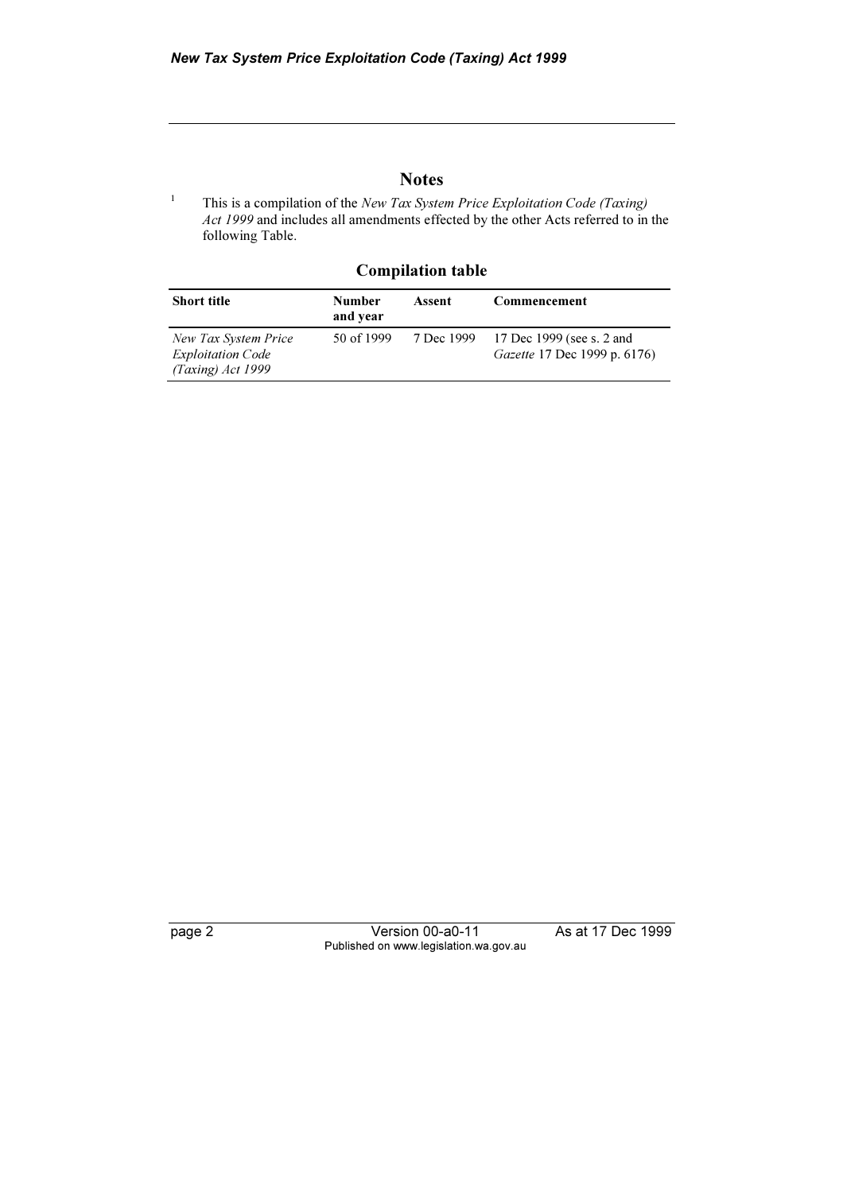## Notes

[1] This is a compilation of the *New Tax System Price Exploitation Code (Taxing) Act 1999* and includes all amendments effected by the other Acts referred to in the following Table.

### Compilation table

| Short title | Number and year | Assent | Commencement |
|---|---|---|---|
| *New Tax System Price Exploitation Code (Taxing) Act 1999* | 50 of 1999 | 7 Dec 1999 | 17 Dec 1999 (see s. 2 and *Gazette* 17 Dec 1999 p. 6176) |